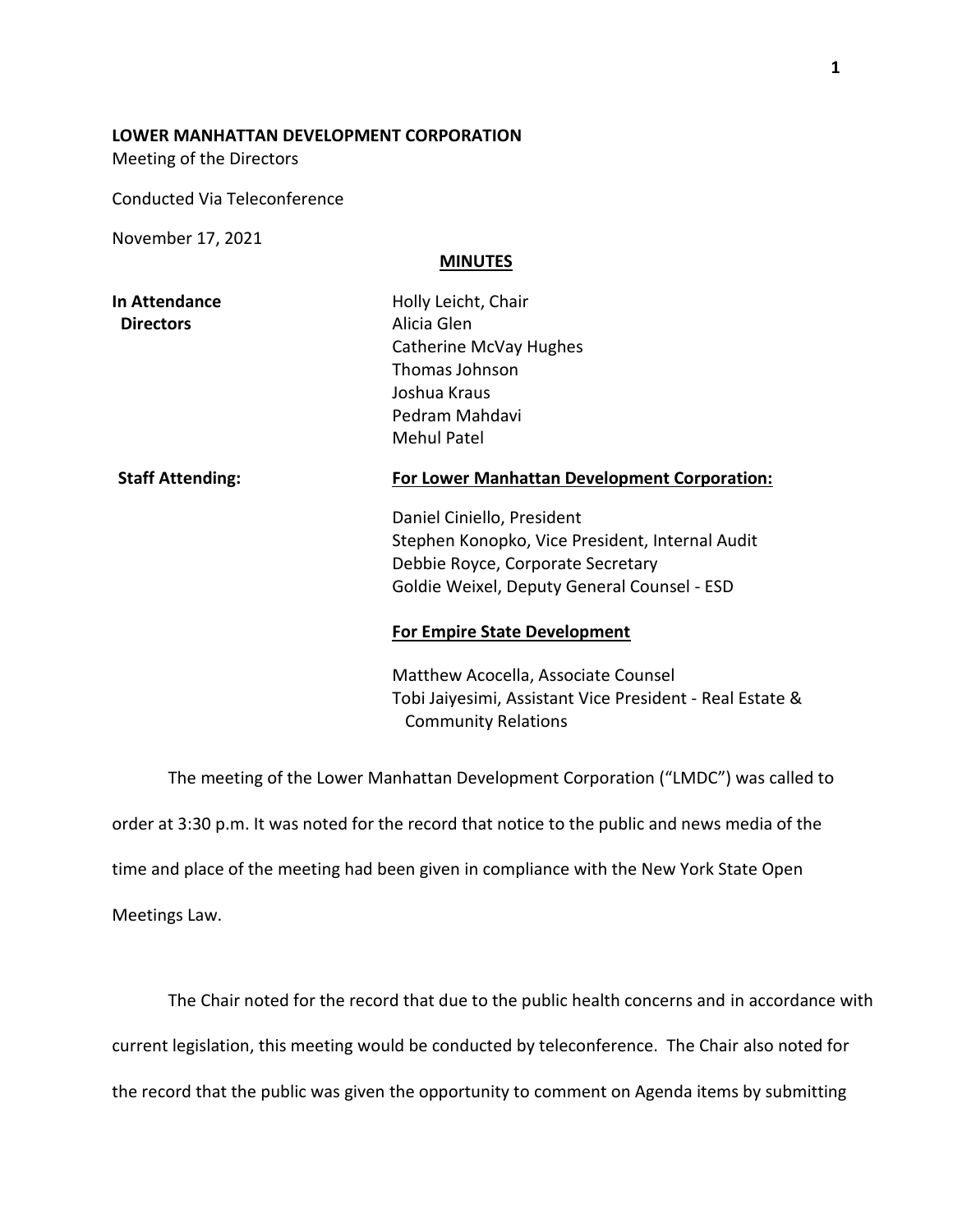**LOWER MANHATTAN DEVELOPMENT CORPORATION**

Meeting of the Directors

Conducted Via Teleconference

November 17, 2021

**MINUTES**

| | |
|---|---|
| **In Attendance Directors** | Holly Leicht, Chair<br>Alicia Glen<br>Catherine McVay Hughes<br>Thomas Johnson<br>Joshua Kraus<br>Pedram Mahdavi<br>Mehul Patel |
| **Staff Attending:** | **For Lower Manhattan Development Corporation:**<br><br>Daniel Ciniello, President<br>Stephen Konopko, Vice President, Internal Audit<br>Debbie Royce, Corporate Secretary<br>Goldie Weixel, Deputy General Counsel - ESD<br><br>**For Empire State Development**<br><br>Matthew Acocella, Associate Counsel<br>Tobi Jaiyesimi, Assistant Vice President - Real Estate & Community Relations |

The meeting of the Lower Manhattan Development Corporation ("LMDC") was called to order at 3:30 p.m. It was noted for the record that notice to the public and news media of the time and place of the meeting had been given in compliance with the New York State Open Meetings Law.

The Chair noted for the record that due to the public health concerns and in accordance with current legislation, this meeting would be conducted by teleconference. The Chair also noted for the record that the public was given the opportunity to comment on Agenda items by submitting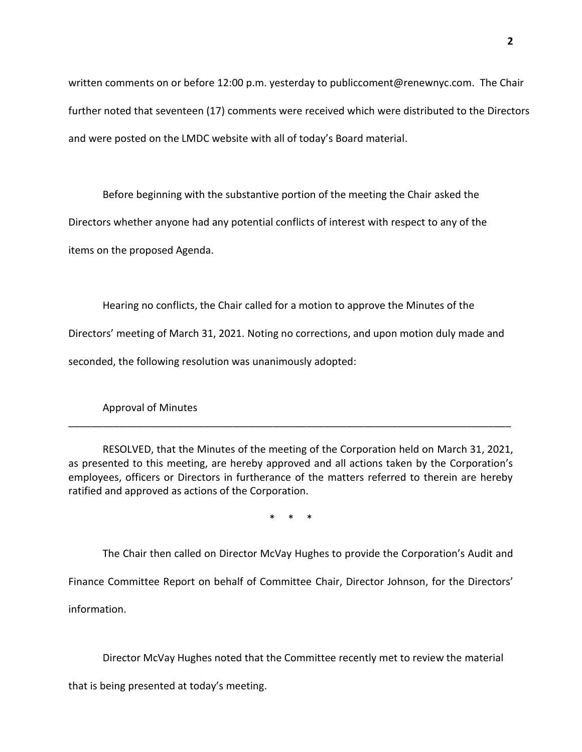written comments on or before 12:00 p.m. yesterday to publiccoment@renewnyc.com. The Chair further noted that seventeen (17) comments were received which were distributed to the Directors and were posted on the LMDC website with all of today's Board material.

Before beginning with the substantive portion of the meeting the Chair asked the Directors whether anyone had any potential conflicts of interest with respect to any of the items on the proposed Agenda.

Hearing no conflicts, the Chair called for a motion to approve the Minutes of the Directors' meeting of March 31, 2021. Noting no corrections, and upon motion duly made and seconded, the following resolution was unanimously adopted:

Approval of Minutes

---

RESOLVED, that the Minutes of the meeting of the Corporation held on March 31, 2021, as presented to this meeting, are hereby approved and all actions taken by the Corporation's employees, officers or Directors in furtherance of the matters referred to therein are hereby ratified and approved as actions of the Corporation.

\* \* \*

The Chair then called on Director McVay Hughes to provide the Corporation's Audit and Finance Committee Report on behalf of Committee Chair, Director Johnson, for the Directors' information.

Director McVay Hughes noted that the Committee recently met to review the material that is being presented at today's meeting.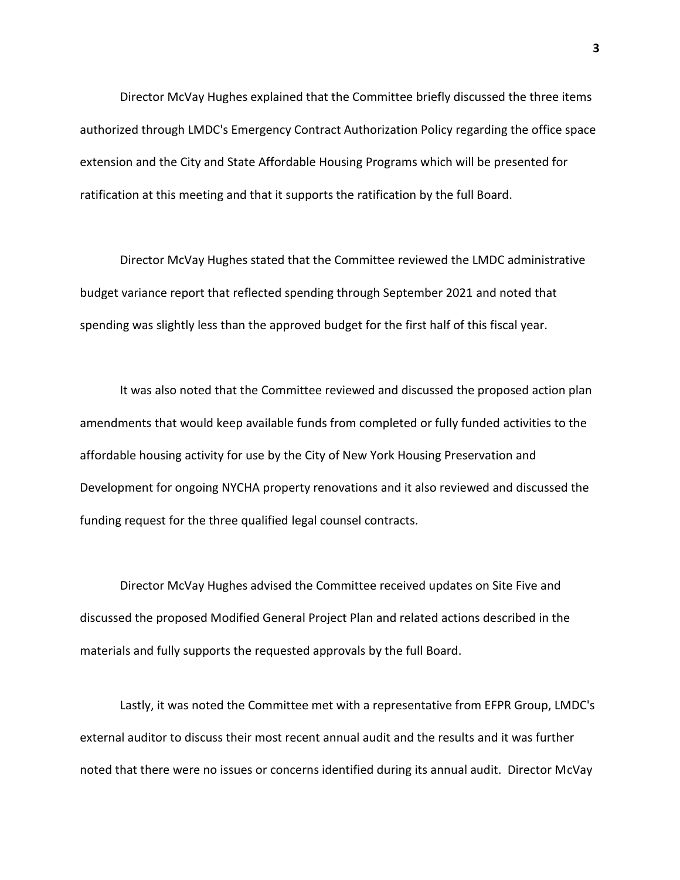Director McVay Hughes explained that the Committee briefly discussed the three items authorized through LMDC's Emergency Contract Authorization Policy regarding the office space extension and the City and State Affordable Housing Programs which will be presented for ratification at this meeting and that it supports the ratification by the full Board.

Director McVay Hughes stated that the Committee reviewed the LMDC administrative budget variance report that reflected spending through September 2021 and noted that spending was slightly less than the approved budget for the first half of this fiscal year.

It was also noted that the Committee reviewed and discussed the proposed action plan amendments that would keep available funds from completed or fully funded activities to the affordable housing activity for use by the City of New York Housing Preservation and Development for ongoing NYCHA property renovations and it also reviewed and discussed the funding request for the three qualified legal counsel contracts.

Director McVay Hughes advised the Committee received updates on Site Five and discussed the proposed Modified General Project Plan and related actions described in the materials and fully supports the requested approvals by the full Board.

Lastly, it was noted the Committee met with a representative from EFPR Group, LMDC's external auditor to discuss their most recent annual audit and the results and it was further noted that there were no issues or concerns identified during its annual audit. Director McVay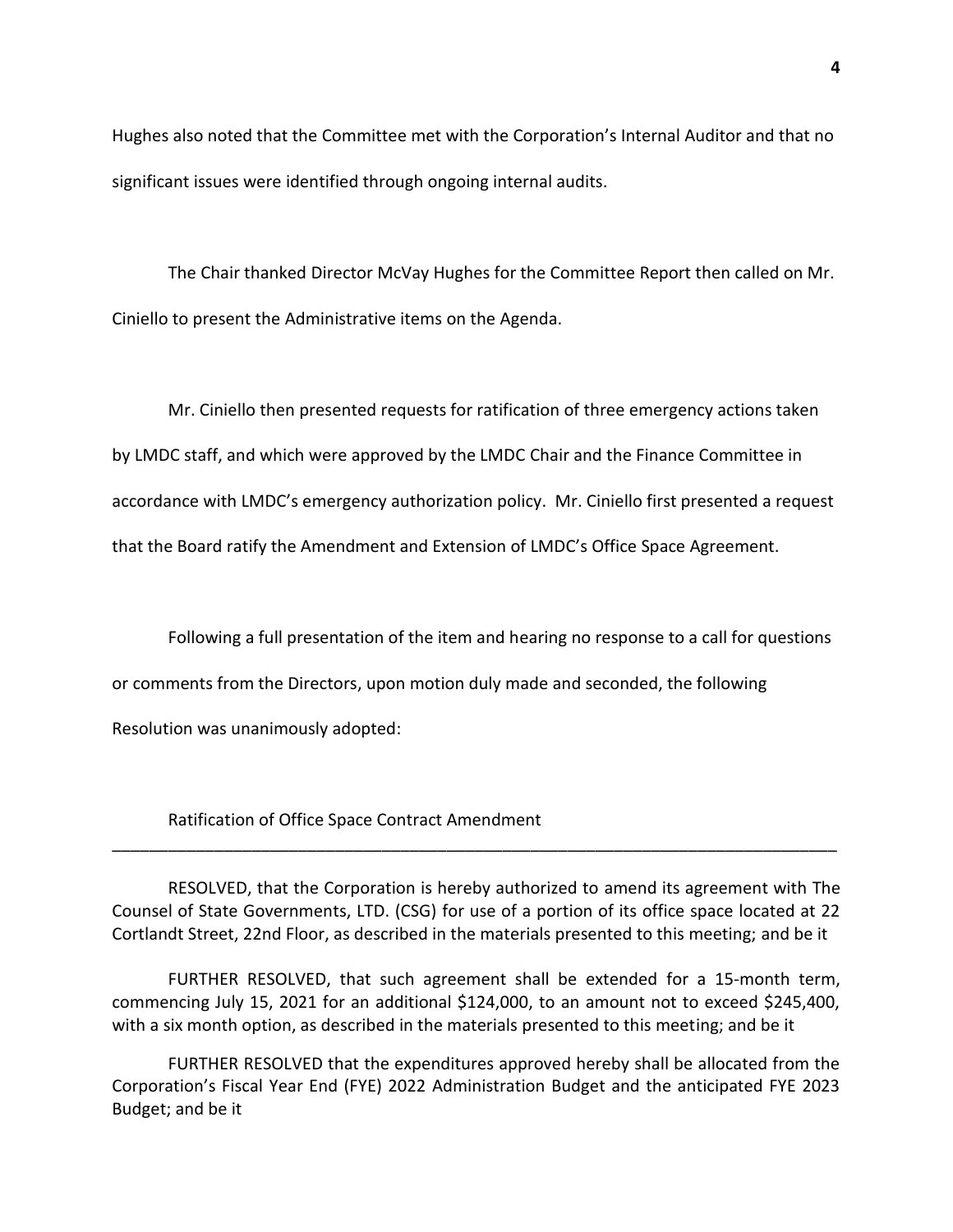Hughes also noted that the Committee met with the Corporation's Internal Auditor and that no significant issues were identified through ongoing internal audits.

The Chair thanked Director McVay Hughes for the Committee Report then called on Mr. Ciniello to present the Administrative items on the Agenda.

Mr. Ciniello then presented requests for ratification of three emergency actions taken by LMDC staff, and which were approved by the LMDC Chair and the Finance Committee in accordance with LMDC's emergency authorization policy. Mr. Ciniello first presented a request that the Board ratify the Amendment and Extension of LMDC's Office Space Agreement.

Following a full presentation of the item and hearing no response to a call for questions or comments from the Directors, upon motion duly made and seconded, the following Resolution was unanimously adopted:

Ratification of Office Space Contract Amendment

---

RESOLVED, that the Corporation is hereby authorized to amend its agreement with The Counsel of State Governments, LTD. (CSG) for use of a portion of its office space located at 22 Cortlandt Street, 22nd Floor, as described in the materials presented to this meeting; and be it

FURTHER RESOLVED, that such agreement shall be extended for a 15-month term, commencing July 15, 2021 for an additional $124,000, to an amount not to exceed $245,400, with a six month option, as described in the materials presented to this meeting; and be it

FURTHER RESOLVED that the expenditures approved hereby shall be allocated from the Corporation's Fiscal Year End (FYE) 2022 Administration Budget and the anticipated FYE 2023 Budget; and be it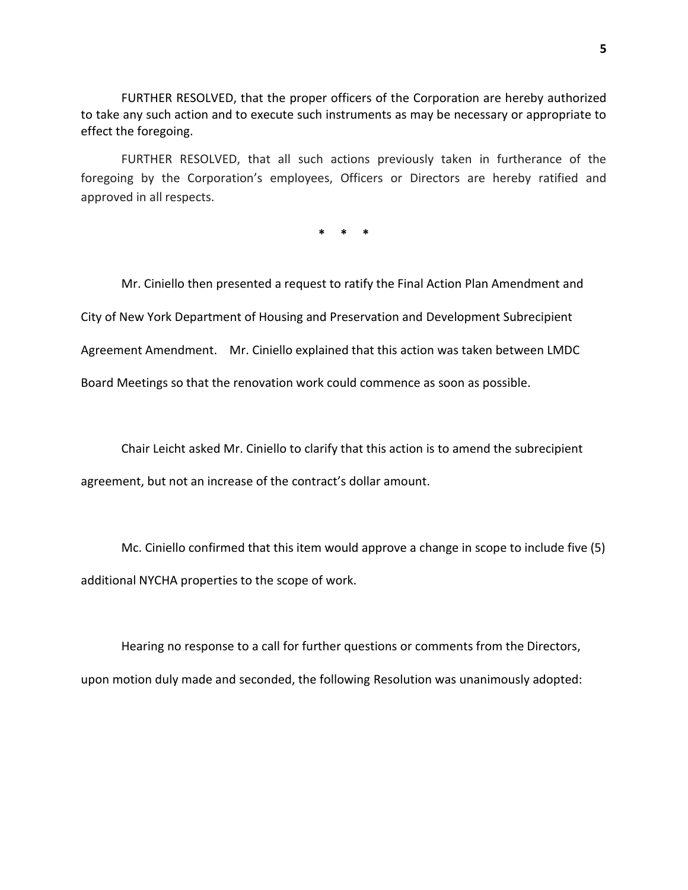FURTHER RESOLVED, that the proper officers of the Corporation are hereby authorized to take any such action and to execute such instruments as may be necessary or appropriate to effect the foregoing.

FURTHER RESOLVED, that all such actions previously taken in furtherance of the foregoing by the Corporation's employees, Officers or Directors are hereby ratified and approved in all respects.

\* \* \*

Mr. Ciniello then presented a request to ratify the Final Action Plan Amendment and City of New York Department of Housing and Preservation and Development Subrecipient Agreement Amendment. Mr. Ciniello explained that this action was taken between LMDC Board Meetings so that the renovation work could commence as soon as possible.

Chair Leicht asked Mr. Ciniello to clarify that this action is to amend the subrecipient agreement, but not an increase of the contract's dollar amount.

Mc. Ciniello confirmed that this item would approve a change in scope to include five (5) additional NYCHA properties to the scope of work.

Hearing no response to a call for further questions or comments from the Directors, upon motion duly made and seconded, the following Resolution was unanimously adopted: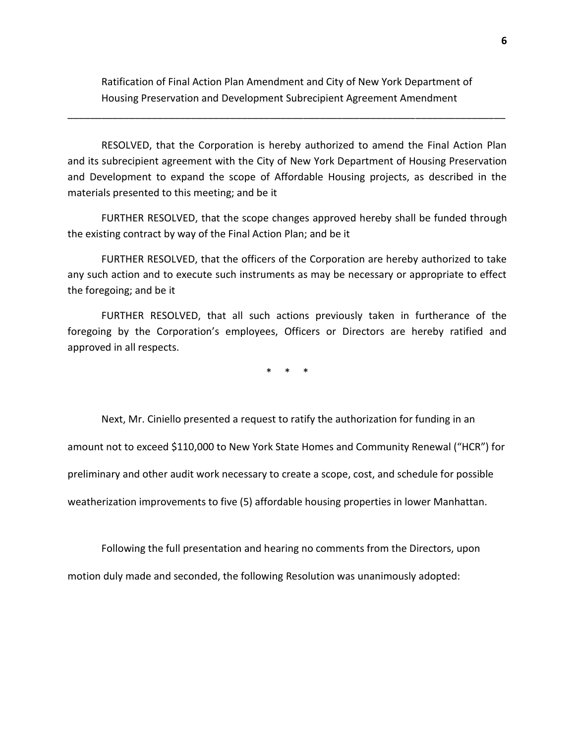Ratification of Final Action Plan Amendment and City of New York Department of Housing Preservation and Development Subrecipient Agreement Amendment

---

RESOLVED, that the Corporation is hereby authorized to amend the Final Action Plan and its subrecipient agreement with the City of New York Department of Housing Preservation and Development to expand the scope of Affordable Housing projects, as described in the materials presented to this meeting; and be it

FURTHER RESOLVED, that the scope changes approved hereby shall be funded through the existing contract by way of the Final Action Plan; and be it

FURTHER RESOLVED, that the officers of the Corporation are hereby authorized to take any such action and to execute such instruments as may be necessary or appropriate to effect the foregoing; and be it

FURTHER RESOLVED, that all such actions previously taken in furtherance of the foregoing by the Corporation's employees, Officers or Directors are hereby ratified and approved in all respects.

\* \* \*

Next, Mr. Ciniello presented a request to ratify the authorization for funding in an amount not to exceed $110,000 to New York State Homes and Community Renewal ("HCR") for preliminary and other audit work necessary to create a scope, cost, and schedule for possible weatherization improvements to five (5) affordable housing properties in lower Manhattan.

Following the full presentation and hearing no comments from the Directors, upon motion duly made and seconded, the following Resolution was unanimously adopted: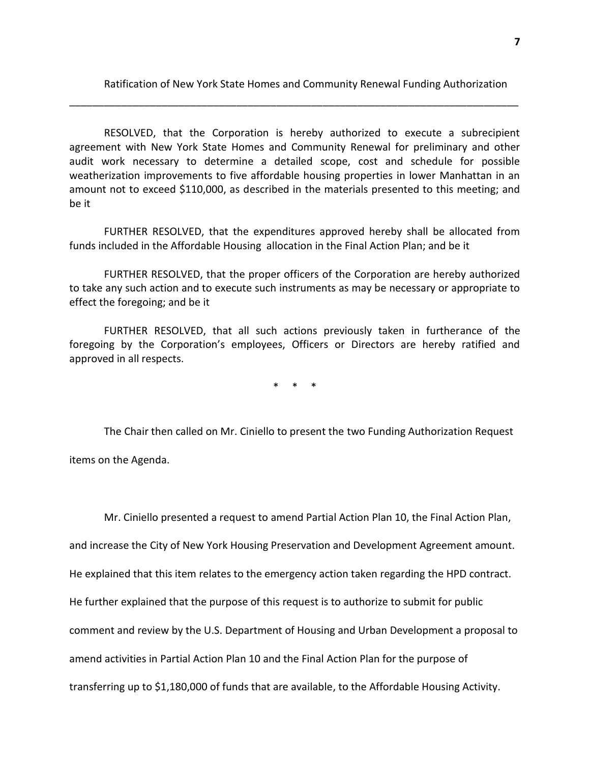Ratification of New York State Homes and Community Renewal Funding Authorization

---

RESOLVED, that the Corporation is hereby authorized to execute a subrecipient agreement with New York State Homes and Community Renewal for preliminary and other audit work necessary to determine a detailed scope, cost and schedule for possible weatherization improvements to five affordable housing properties in lower Manhattan in an amount not to exceed $110,000, as described in the materials presented to this meeting; and be it

FURTHER RESOLVED, that the expenditures approved hereby shall be allocated from funds included in the Affordable Housing allocation in the Final Action Plan; and be it

FURTHER RESOLVED, that the proper officers of the Corporation are hereby authorized to take any such action and to execute such instruments as may be necessary or appropriate to effect the foregoing; and be it

FURTHER RESOLVED, that all such actions previously taken in furtherance of the foregoing by the Corporation's employees, Officers or Directors are hereby ratified and approved in all respects.

\* \* \*

The Chair then called on Mr. Ciniello to present the two Funding Authorization Request items on the Agenda.

Mr. Ciniello presented a request to amend Partial Action Plan 10, the Final Action Plan, and increase the City of New York Housing Preservation and Development Agreement amount. He explained that this item relates to the emergency action taken regarding the HPD contract. He further explained that the purpose of this request is to authorize to submit for public comment and review by the U.S. Department of Housing and Urban Development a proposal to amend activities in Partial Action Plan 10 and the Final Action Plan for the purpose of transferring up to $1,180,000 of funds that are available, to the Affordable Housing Activity.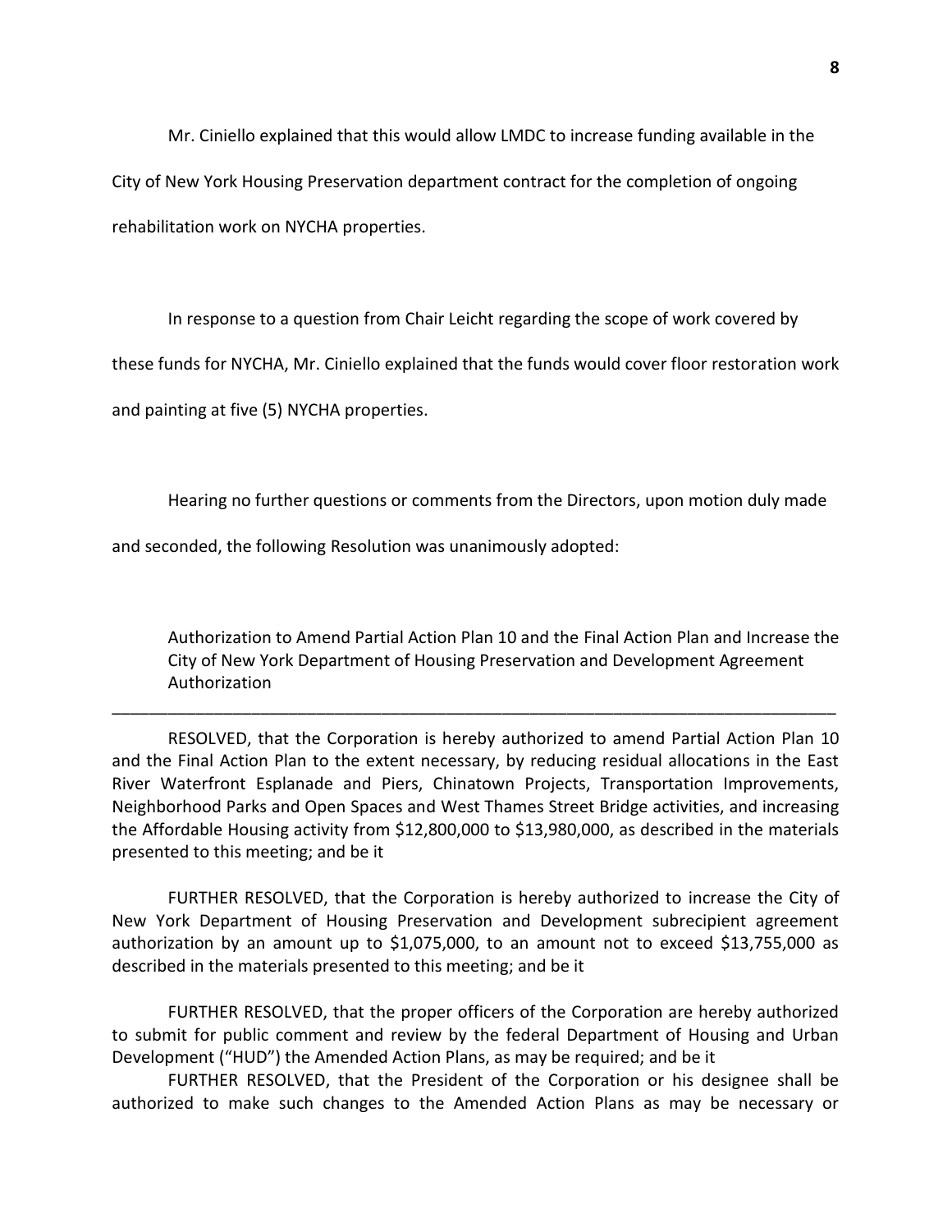Mr. Ciniello explained that this would allow LMDC to increase funding available in the City of New York Housing Preservation department contract for the completion of ongoing rehabilitation work on NYCHA properties.

In response to a question from Chair Leicht regarding the scope of work covered by these funds for NYCHA, Mr. Ciniello explained that the funds would cover floor restoration work and painting at five (5) NYCHA properties.

Hearing no further questions or comments from the Directors, upon motion duly made and seconded, the following Resolution was unanimously adopted:

Authorization to Amend Partial Action Plan 10 and the Final Action Plan and Increase the City of New York Department of Housing Preservation and Development Agreement Authorization

---

RESOLVED, that the Corporation is hereby authorized to amend Partial Action Plan 10 and the Final Action Plan to the extent necessary, by reducing residual allocations in the East River Waterfront Esplanade and Piers, Chinatown Projects, Transportation Improvements, Neighborhood Parks and Open Spaces and West Thames Street Bridge activities, and increasing the Affordable Housing activity from $12,800,000 to $13,980,000, as described in the materials presented to this meeting; and be it

FURTHER RESOLVED, that the Corporation is hereby authorized to increase the City of New York Department of Housing Preservation and Development subrecipient agreement authorization by an amount up to $1,075,000, to an amount not to exceed $13,755,000 as described in the materials presented to this meeting; and be it

FURTHER RESOLVED, that the proper officers of the Corporation are hereby authorized to submit for public comment and review by the federal Department of Housing and Urban Development ("HUD") the Amended Action Plans, as may be required; and be it

FURTHER RESOLVED, that the President of the Corporation or his designee shall be authorized to make such changes to the Amended Action Plans as may be necessary or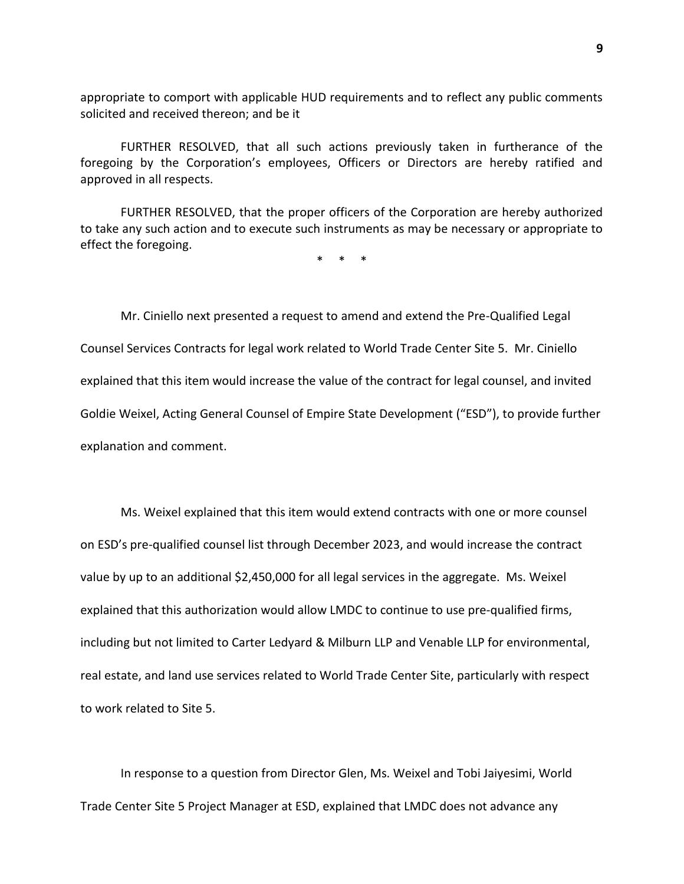appropriate to comport with applicable HUD requirements and to reflect any public comments solicited and received thereon; and be it

FURTHER RESOLVED, that all such actions previously taken in furtherance of the foregoing by the Corporation's employees, Officers or Directors are hereby ratified and approved in all respects.

FURTHER RESOLVED, that the proper officers of the Corporation are hereby authorized to take any such action and to execute such instruments as may be necessary or appropriate to effect the foregoing.

\*   \*   \*

Mr. Ciniello next presented a request to amend and extend the Pre-Qualified Legal Counsel Services Contracts for legal work related to World Trade Center Site 5. Mr. Ciniello explained that this item would increase the value of the contract for legal counsel, and invited Goldie Weixel, Acting General Counsel of Empire State Development ("ESD"), to provide further explanation and comment.

Ms. Weixel explained that this item would extend contracts with one or more counsel on ESD's pre-qualified counsel list through December 2023, and would increase the contract value by up to an additional $2,450,000 for all legal services in the aggregate. Ms. Weixel explained that this authorization would allow LMDC to continue to use pre-qualified firms, including but not limited to Carter Ledyard & Milburn LLP and Venable LLP for environmental, real estate, and land use services related to World Trade Center Site, particularly with respect to work related to Site 5.

In response to a question from Director Glen, Ms. Weixel and Tobi Jaiyesimi, World Trade Center Site 5 Project Manager at ESD, explained that LMDC does not advance any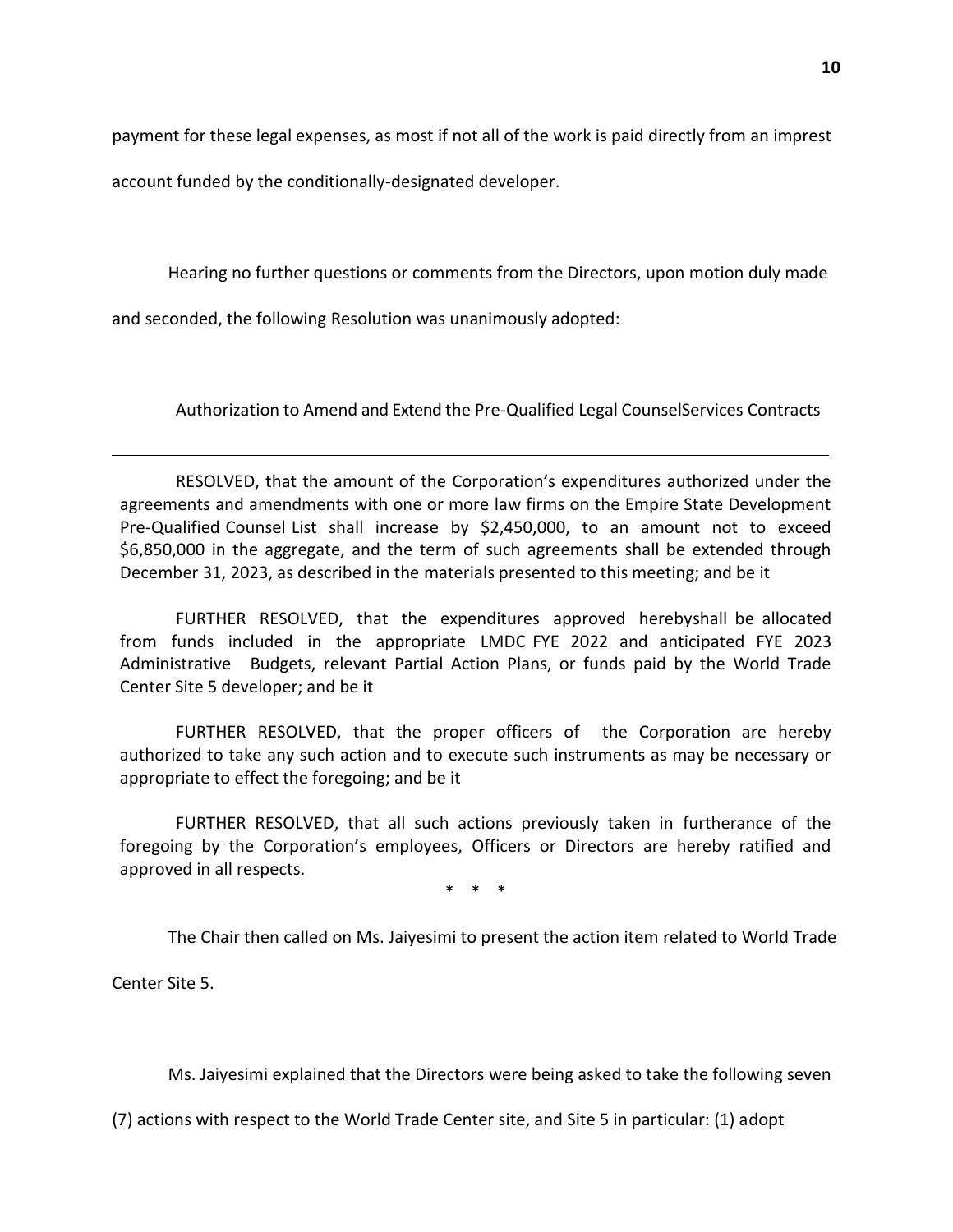payment for these legal expenses, as most if not all of the work is paid directly from an imprest account funded by the conditionally-designated developer.

Hearing no further questions or comments from the Directors, upon motion duly made and seconded, the following Resolution was unanimously adopted:

Authorization to Amend and Extend the Pre-Qualified Legal CounselServices Contracts

---

RESOLVED, that the amount of the Corporation's expenditures authorized under the agreements and amendments with one or more law firms on the Empire State Development Pre-Qualified Counsel List shall increase by $2,450,000, to an amount not to exceed $6,850,000 in the aggregate, and the term of such agreements shall be extended through December 31, 2023, as described in the materials presented to this meeting; and be it

FURTHER RESOLVED, that the expenditures approved herebyshall be allocated from funds included in the appropriate LMDC FYE 2022 and anticipated FYE 2023 Administrative Budgets, relevant Partial Action Plans, or funds paid by the World Trade Center Site 5 developer; and be it

FURTHER RESOLVED, that the proper officers of the Corporation are hereby authorized to take any such action and to execute such instruments as may be necessary or appropriate to effect the foregoing; and be it

FURTHER RESOLVED, that all such actions previously taken in furtherance of the foregoing by the Corporation's employees, Officers or Directors are hereby ratified and approved in all respects.

\* \* \*

The Chair then called on Ms. Jaiyesimi to present the action item related to World Trade Center Site 5.

Ms. Jaiyesimi explained that the Directors were being asked to take the following seven (7) actions with respect to the World Trade Center site, and Site 5 in particular: (1) adopt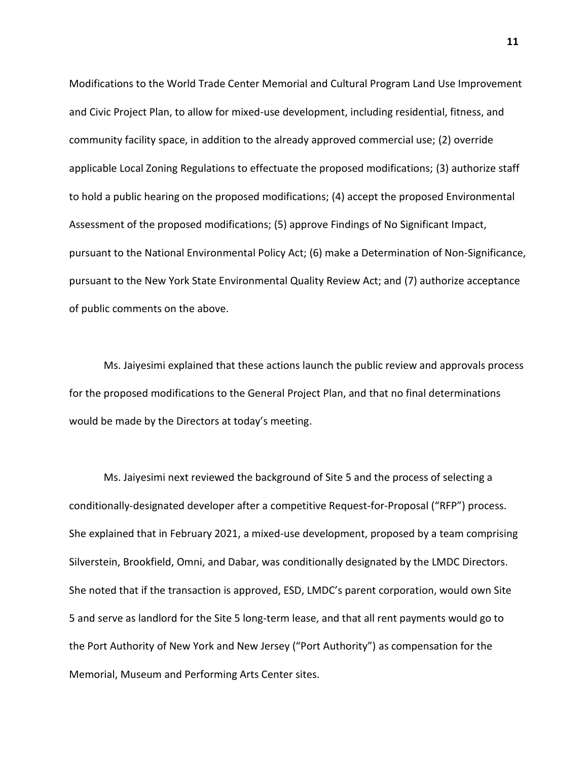Modifications to the World Trade Center Memorial and Cultural Program Land Use Improvement and Civic Project Plan, to allow for mixed-use development, including residential, fitness, and community facility space, in addition to the already approved commercial use; (2) override applicable Local Zoning Regulations to effectuate the proposed modifications; (3) authorize staff to hold a public hearing on the proposed modifications; (4) accept the proposed Environmental Assessment of the proposed modifications; (5) approve Findings of No Significant Impact, pursuant to the National Environmental Policy Act; (6) make a Determination of Non-Significance, pursuant to the New York State Environmental Quality Review Act; and (7) authorize acceptance of public comments on the above.

Ms. Jaiyesimi explained that these actions launch the public review and approvals process for the proposed modifications to the General Project Plan, and that no final determinations would be made by the Directors at today's meeting.

Ms. Jaiyesimi next reviewed the background of Site 5 and the process of selecting a conditionally-designated developer after a competitive Request-for-Proposal ("RFP") process. She explained that in February 2021, a mixed-use development, proposed by a team comprising Silverstein, Brookfield, Omni, and Dabar, was conditionally designated by the LMDC Directors. She noted that if the transaction is approved, ESD, LMDC's parent corporation, would own Site 5 and serve as landlord for the Site 5 long-term lease, and that all rent payments would go to the Port Authority of New York and New Jersey ("Port Authority") as compensation for the Memorial, Museum and Performing Arts Center sites.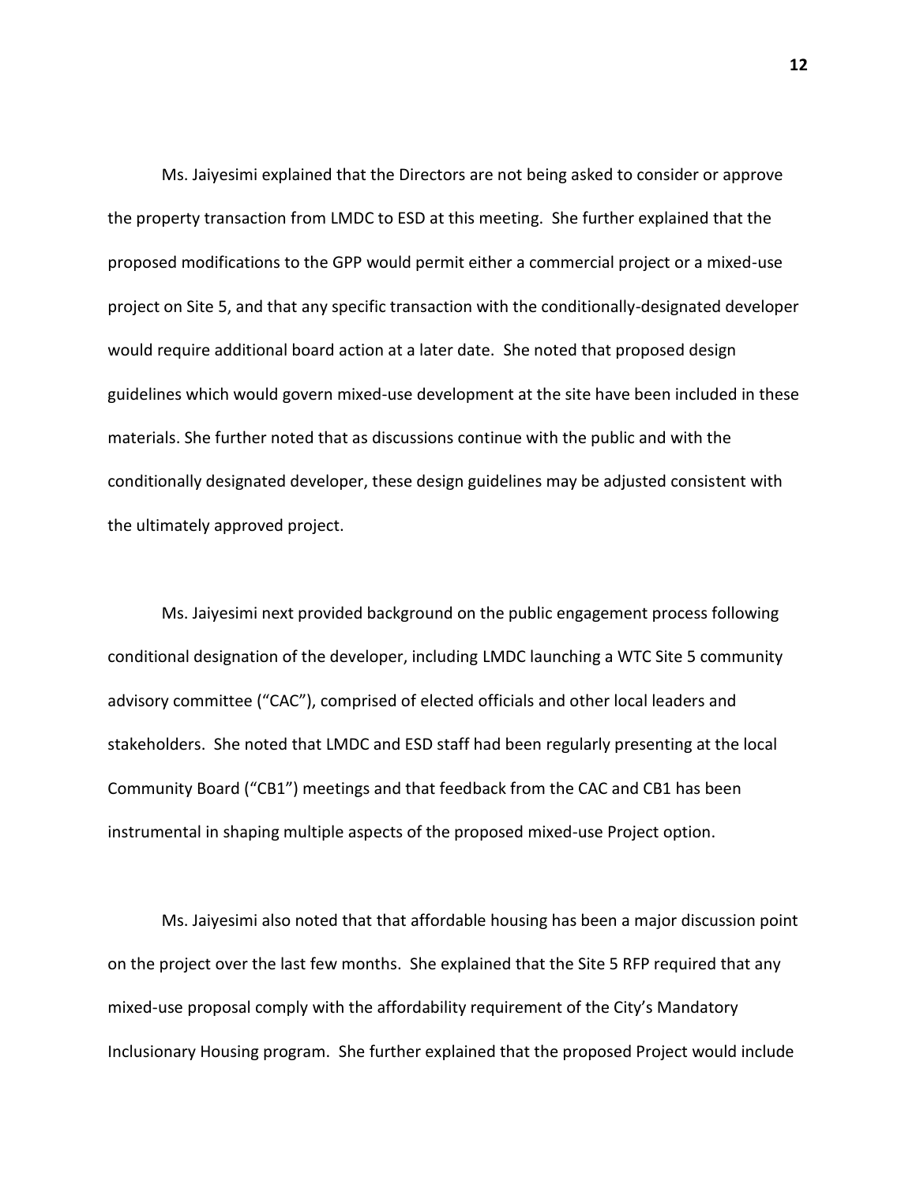Ms. Jaiyesimi explained that the Directors are not being asked to consider or approve the property transaction from LMDC to ESD at this meeting. She further explained that the proposed modifications to the GPP would permit either a commercial project or a mixed-use project on Site 5, and that any specific transaction with the conditionally-designated developer would require additional board action at a later date. She noted that proposed design guidelines which would govern mixed-use development at the site have been included in these materials. She further noted that as discussions continue with the public and with the conditionally designated developer, these design guidelines may be adjusted consistent with the ultimately approved project.

Ms. Jaiyesimi next provided background on the public engagement process following conditional designation of the developer, including LMDC launching a WTC Site 5 community advisory committee ("CAC"), comprised of elected officials and other local leaders and stakeholders. She noted that LMDC and ESD staff had been regularly presenting at the local Community Board ("CB1") meetings and that feedback from the CAC and CB1 has been instrumental in shaping multiple aspects of the proposed mixed-use Project option.

Ms. Jaiyesimi also noted that that affordable housing has been a major discussion point on the project over the last few months. She explained that the Site 5 RFP required that any mixed-use proposal comply with the affordability requirement of the City's Mandatory Inclusionary Housing program. She further explained that the proposed Project would include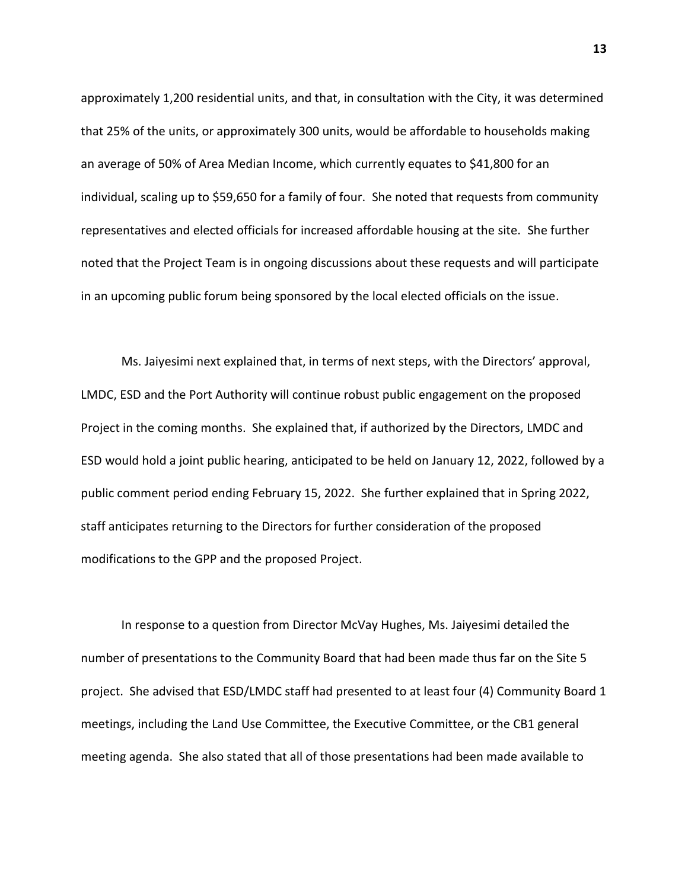approximately 1,200 residential units, and that, in consultation with the City, it was determined that 25% of the units, or approximately 300 units, would be affordable to households making an average of 50% of Area Median Income, which currently equates to $41,800 for an individual, scaling up to $59,650 for a family of four. She noted that requests from community representatives and elected officials for increased affordable housing at the site. She further noted that the Project Team is in ongoing discussions about these requests and will participate in an upcoming public forum being sponsored by the local elected officials on the issue.

Ms. Jaiyesimi next explained that, in terms of next steps, with the Directors' approval, LMDC, ESD and the Port Authority will continue robust public engagement on the proposed Project in the coming months. She explained that, if authorized by the Directors, LMDC and ESD would hold a joint public hearing, anticipated to be held on January 12, 2022, followed by a public comment period ending February 15, 2022. She further explained that in Spring 2022, staff anticipates returning to the Directors for further consideration of the proposed modifications to the GPP and the proposed Project.

In response to a question from Director McVay Hughes, Ms. Jaiyesimi detailed the number of presentations to the Community Board that had been made thus far on the Site 5 project. She advised that ESD/LMDC staff had presented to at least four (4) Community Board 1 meetings, including the Land Use Committee, the Executive Committee, or the CB1 general meeting agenda. She also stated that all of those presentations had been made available to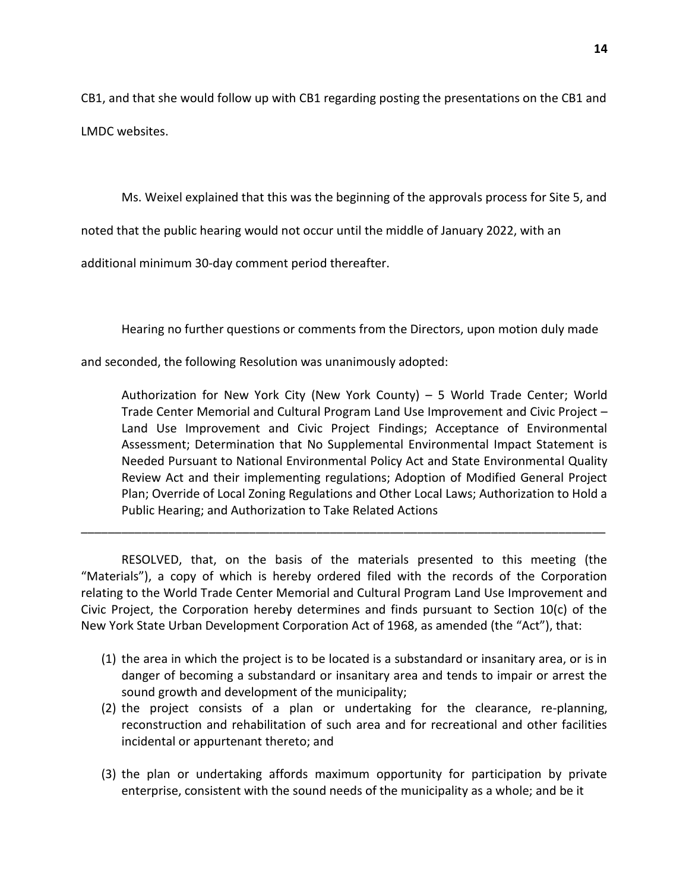CB1, and that she would follow up with CB1 regarding posting the presentations on the CB1 and LMDC websites.

Ms. Weixel explained that this was the beginning of the approvals process for Site 5, and noted that the public hearing would not occur until the middle of January 2022, with an additional minimum 30-day comment period thereafter.

Hearing no further questions or comments from the Directors, upon motion duly made and seconded, the following Resolution was unanimously adopted:

> Authorization for New York City (New York County) – 5 World Trade Center; World Trade Center Memorial and Cultural Program Land Use Improvement and Civic Project – Land Use Improvement and Civic Project Findings; Acceptance of Environmental Assessment; Determination that No Supplemental Environmental Impact Statement is Needed Pursuant to National Environmental Policy Act and State Environmental Quality Review Act and their implementing regulations; Adoption of Modified General Project Plan; Override of Local Zoning Regulations and Other Local Laws; Authorization to Hold a Public Hearing; and Authorization to Take Related Actions

---

RESOLVED, that, on the basis of the materials presented to this meeting (the "Materials"), a copy of which is hereby ordered filed with the records of the Corporation relating to the World Trade Center Memorial and Cultural Program Land Use Improvement and Civic Project, the Corporation hereby determines and finds pursuant to Section 10(c) of the New York State Urban Development Corporation Act of 1968, as amended (the "Act"), that:

(1) the area in which the project is to be located is a substandard or insanitary area, or is in danger of becoming a substandard or insanitary area and tends to impair or arrest the sound growth and development of the municipality;

(2) the project consists of a plan or undertaking for the clearance, re-planning, reconstruction and rehabilitation of such area and for recreational and other facilities incidental or appurtenant thereto; and

(3) the plan or undertaking affords maximum opportunity for participation by private enterprise, consistent with the sound needs of the municipality as a whole; and be it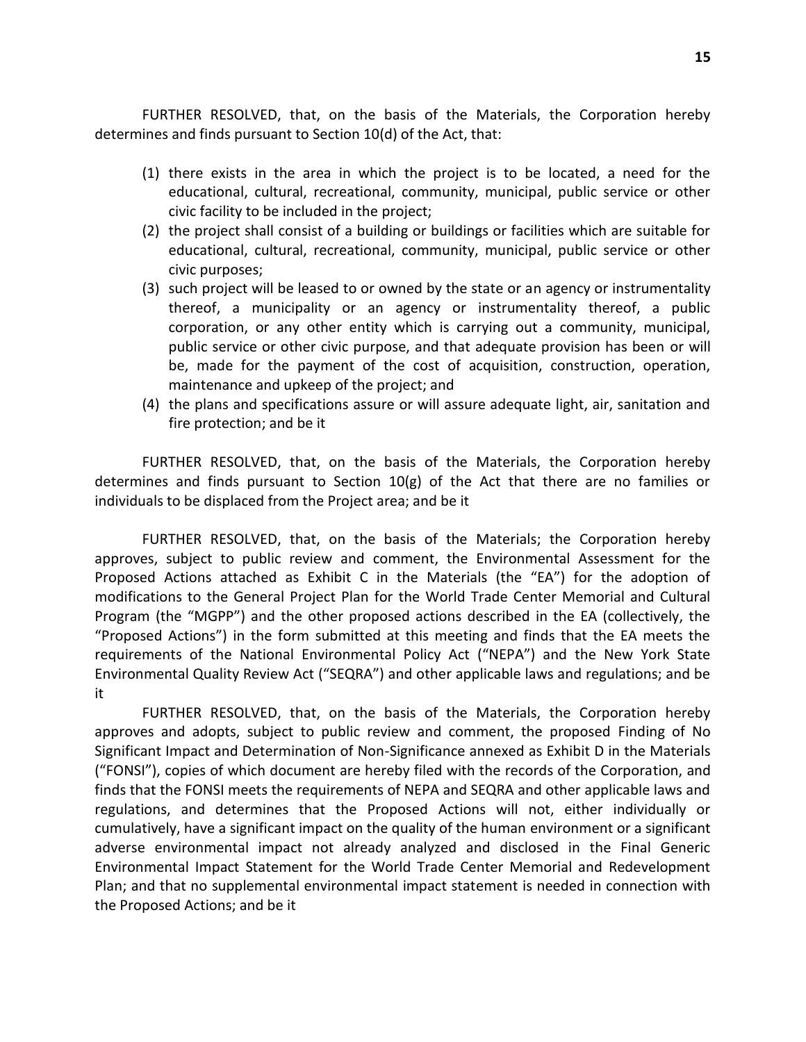FURTHER RESOLVED, that, on the basis of the Materials, the Corporation hereby determines and finds pursuant to Section 10(d) of the Act, that:

(1) there exists in the area in which the project is to be located, a need for the educational, cultural, recreational, community, municipal, public service or other civic facility to be included in the project;
(2) the project shall consist of a building or buildings or facilities which are suitable for educational, cultural, recreational, community, municipal, public service or other civic purposes;
(3) such project will be leased to or owned by the state or an agency or instrumentality thereof, a municipality or an agency or instrumentality thereof, a public corporation, or any other entity which is carrying out a community, municipal, public service or other civic purpose, and that adequate provision has been or will be, made for the payment of the cost of acquisition, construction, operation, maintenance and upkeep of the project; and
(4) the plans and specifications assure or will assure adequate light, air, sanitation and fire protection; and be it

FURTHER RESOLVED, that, on the basis of the Materials, the Corporation hereby determines and finds pursuant to Section 10(g) of the Act that there are no families or individuals to be displaced from the Project area; and be it

FURTHER RESOLVED, that, on the basis of the Materials; the Corporation hereby approves, subject to public review and comment, the Environmental Assessment for the Proposed Actions attached as Exhibit C in the Materials (the "EA") for the adoption of modifications to the General Project Plan for the World Trade Center Memorial and Cultural Program (the "MGPP") and the other proposed actions described in the EA (collectively, the "Proposed Actions") in the form submitted at this meeting and finds that the EA meets the requirements of the National Environmental Policy Act ("NEPA") and the New York State Environmental Quality Review Act ("SEQRA") and other applicable laws and regulations; and be it

FURTHER RESOLVED, that, on the basis of the Materials, the Corporation hereby approves and adopts, subject to public review and comment, the proposed Finding of No Significant Impact and Determination of Non-Significance annexed as Exhibit D in the Materials ("FONSI"), copies of which document are hereby filed with the records of the Corporation, and finds that the FONSI meets the requirements of NEPA and SEQRA and other applicable laws and regulations, and determines that the Proposed Actions will not, either individually or cumulatively, have a significant impact on the quality of the human environment or a significant adverse environmental impact not already analyzed and disclosed in the Final Generic Environmental Impact Statement for the World Trade Center Memorial and Redevelopment Plan; and that no supplemental environmental impact statement is needed in connection with the Proposed Actions; and be it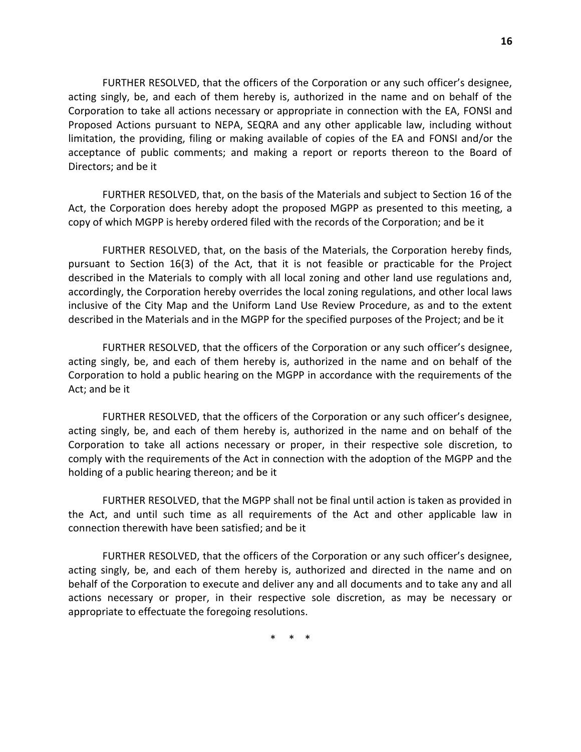FURTHER RESOLVED, that the officers of the Corporation or any such officer's designee, acting singly, be, and each of them hereby is, authorized in the name and on behalf of the Corporation to take all actions necessary or appropriate in connection with the EA, FONSI and Proposed Actions pursuant to NEPA, SEQRA and any other applicable law, including without limitation, the providing, filing or making available of copies of the EA and FONSI and/or the acceptance of public comments; and making a report or reports thereon to the Board of Directors; and be it

FURTHER RESOLVED, that, on the basis of the Materials and subject to Section 16 of the Act, the Corporation does hereby adopt the proposed MGPP as presented to this meeting, a copy of which MGPP is hereby ordered filed with the records of the Corporation; and be it

FURTHER RESOLVED, that, on the basis of the Materials, the Corporation hereby finds, pursuant to Section 16(3) of the Act, that it is not feasible or practicable for the Project described in the Materials to comply with all local zoning and other land use regulations and, accordingly, the Corporation hereby overrides the local zoning regulations, and other local laws inclusive of the City Map and the Uniform Land Use Review Procedure, as and to the extent described in the Materials and in the MGPP for the specified purposes of the Project; and be it

FURTHER RESOLVED, that the officers of the Corporation or any such officer's designee, acting singly, be, and each of them hereby is, authorized in the name and on behalf of the Corporation to hold a public hearing on the MGPP in accordance with the requirements of the Act; and be it

FURTHER RESOLVED, that the officers of the Corporation or any such officer's designee, acting singly, be, and each of them hereby is, authorized in the name and on behalf of the Corporation to take all actions necessary or proper, in their respective sole discretion, to comply with the requirements of the Act in connection with the adoption of the MGPP and the holding of a public hearing thereon; and be it

FURTHER RESOLVED, that the MGPP shall not be final until action is taken as provided in the Act, and until such time as all requirements of the Act and other applicable law in connection therewith have been satisfied; and be it

FURTHER RESOLVED, that the officers of the Corporation or any such officer's designee, acting singly, be, and each of them hereby is, authorized and directed in the name and on behalf of the Corporation to execute and deliver any and all documents and to take any and all actions necessary or proper, in their respective sole discretion, as may be necessary or appropriate to effectuate the foregoing resolutions.

\* \* \*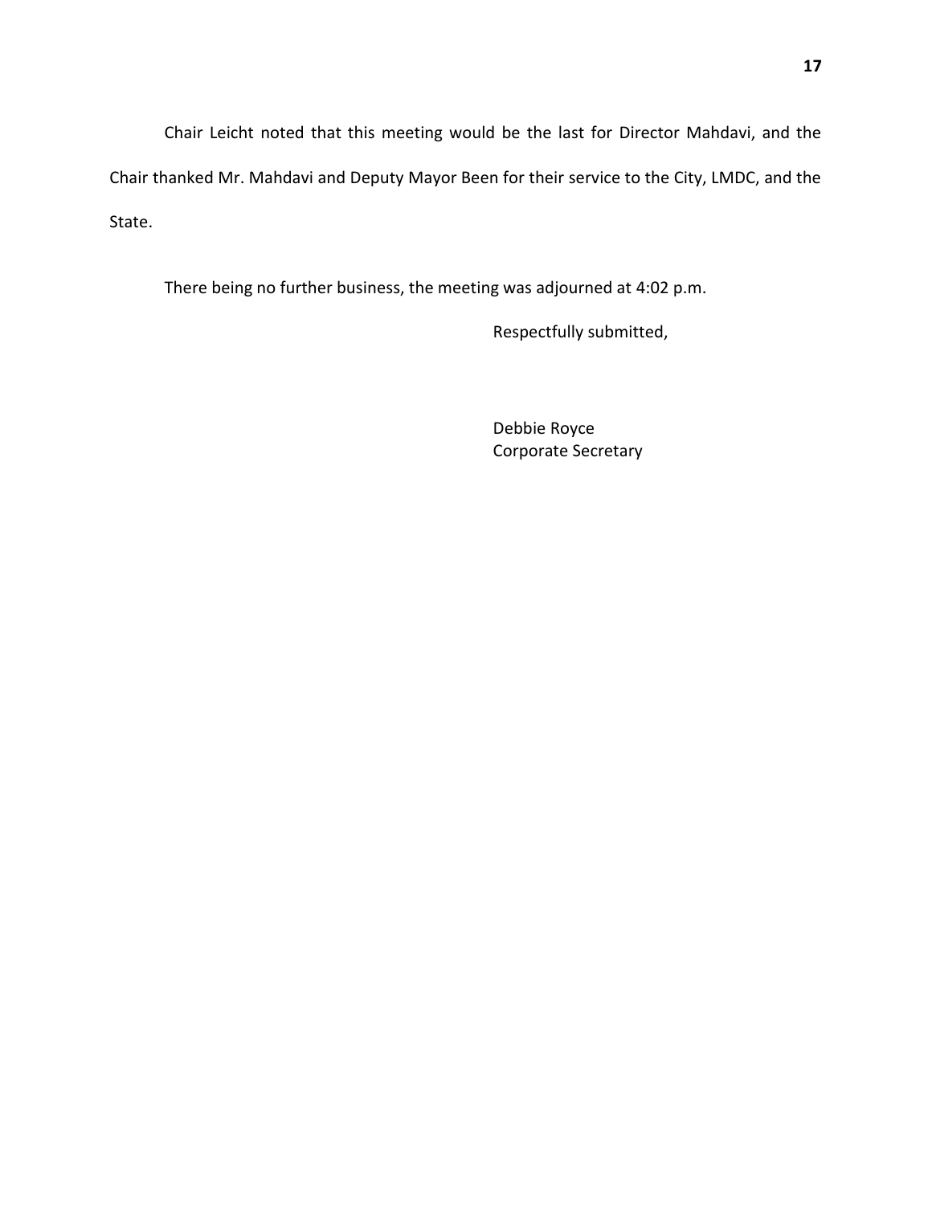Chair Leicht noted that this meeting would be the last for Director Mahdavi, and the Chair thanked Mr. Mahdavi and Deputy Mayor Been for their service to the City, LMDC, and the State.

There being no further business, the meeting was adjourned at 4:02 p.m.

Respectfully submitted,

Debbie Royce
Corporate Secretary